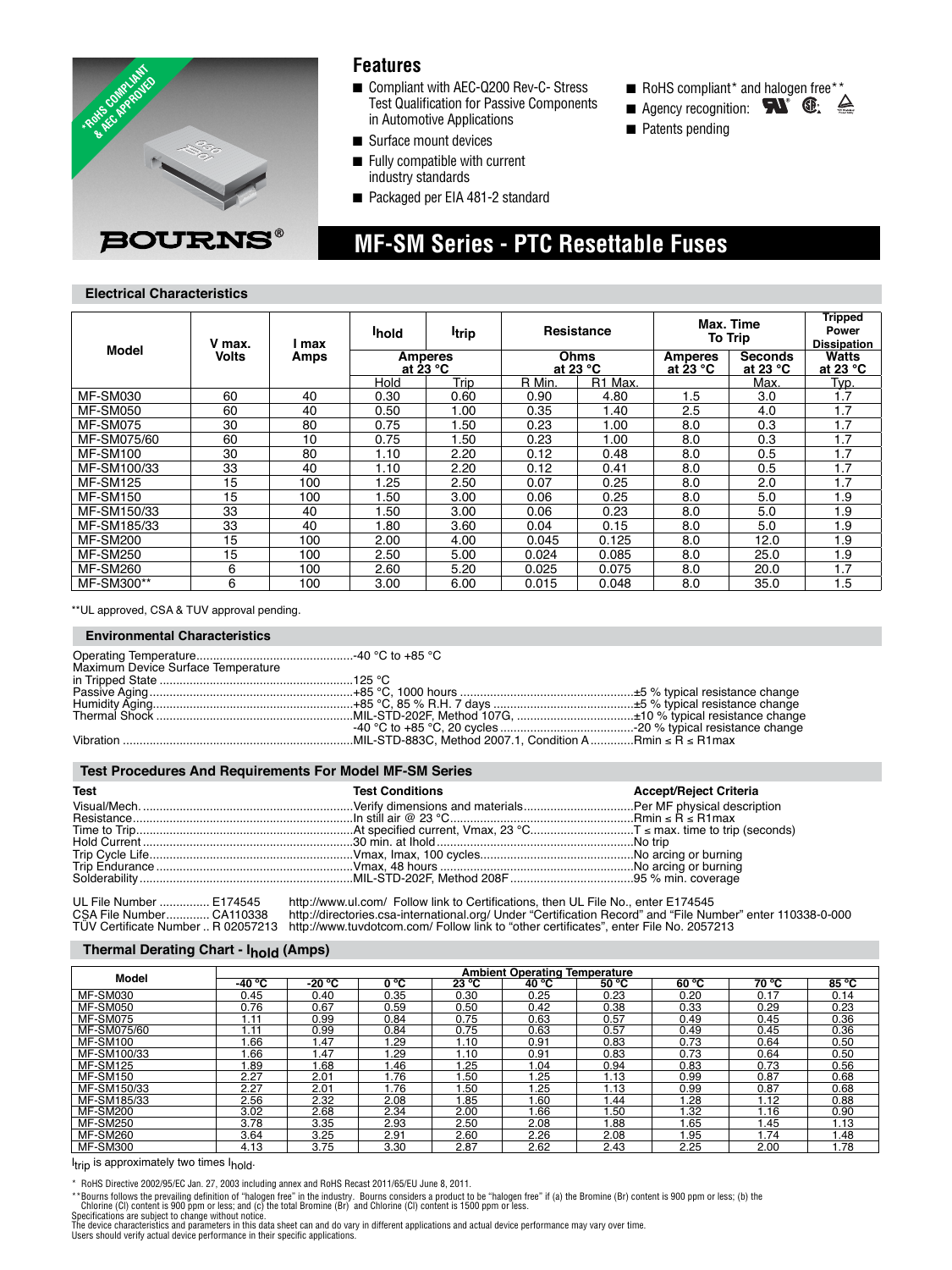*RoHS COMPLIANT & AEC APPROVED

BOURNS®

## Features

- Compliant with AEC-Q200 Rev-C- Stress Test Qualification for Passive Components in Automotive Applications
- Surface mount devices
- Fully compatible with current industry standards
- Packaged per EIA 481-2 standard
- RoHS compliant* and halogen free**
- Agency recognition:
- Patents pending

# MF-SM Series - PTC Resettable Fuses

## Electrical Characteristics

| Model | V max. Volts | I max Amps | $I_{hold}$ | $I_{trip}$ | Resistance | | Max. Time To Trip | | Tripped Power Dissipation |
|---|---|---|---|---|---|---|---|---|---|
| | | | Amperes at 23 °C | | Ohms at 23 °C | | Amperes at 23 °C | Seconds at 23 °C | Watts at 23 °C |
| | | | Hold | Trip | R Min. | R1 Max. | | Max. | Typ. |
| MF-SM030 | 60 | 40 | 0.30 | 0.60 | 0.90 | 4.80 | 1.5 | 3.0 | 1.7 |
| MF-SM050 | 60 | 40 | 0.50 | 1.00 | 0.35 | 1.40 | 2.5 | 4.0 | 1.7 |
| MF-SM075 | 30 | 80 | 0.75 | 1.50 | 0.23 | 1.00 | 8.0 | 0.3 | 1.7 |
| MF-SM075/60 | 60 | 10 | 0.75 | 1.50 | 0.23 | 1.00 | 8.0 | 0.3 | 1.7 |
| MF-SM100 | 30 | 80 | 1.10 | 2.20 | 0.12 | 0.48 | 8.0 | 0.5 | 1.7 |
| MF-SM100/33 | 33 | 40 | 1.10 | 2.20 | 0.12 | 0.41 | 8.0 | 0.5 | 1.7 |
| MF-SM125 | 15 | 100 | 1.25 | 2.50 | 0.07 | 0.25 | 8.0 | 2.0 | 1.7 |
| MF-SM150 | 15 | 100 | 1.50 | 3.00 | 0.06 | 0.25 | 8.0 | 5.0 | 1.9 |
| MF-SM150/33 | 33 | 40 | 1.50 | 3.00 | 0.06 | 0.23 | 8.0 | 5.0 | 1.9 |
| MF-SM185/33 | 33 | 40 | 1.80 | 3.60 | 0.04 | 0.15 | 8.0 | 5.0 | 1.9 |
| MF-SM200 | 15 | 100 | 2.00 | 4.00 | 0.045 | 0.125 | 8.0 | 12.0 | 1.9 |
| MF-SM250 | 15 | 100 | 2.50 | 5.00 | 0.024 | 0.085 | 8.0 | 25.0 | 1.9 |
| MF-SM260 | 6 | 100 | 2.60 | 5.20 | 0.025 | 0.075 | 8.0 | 20.0 | 1.7 |
| MF-SM300** | 6 | 100 | 3.00 | 6.00 | 0.015 | 0.048 | 8.0 | 35.0 | 1.5 |

**UL approved, CSA & TUV approval pending.

## Environmental Characteristics

| | | |
|---|---|---|
| Operating Temperature | -40 °C to +85 °C | |
| Maximum Device Surface Temperature in Tripped State | 125 °C | |
| Passive Aging | +85 °C, 1000 hours | ±5 % typical resistance change |
| Humidity Aging | +85 °C, 85 % R.H. 7 days | ±5 % typical resistance change |
| Thermal Shock | MIL-STD-202F, Method 107G, | ±10 % typical resistance change |
| | -40 °C to +85 °C, 20 cycles | -20 % typical resistance change |
| Vibration | MIL-STD-883C, Method 2007.1, Condition A | Rmin ≤ R ≤ R1max |

## Test Procedures And Requirements For Model MF-SM Series

| Test | Test Conditions | Accept/Reject Criteria |
|---|---|---|
| Visual/Mech. | Verify dimensions and materials | Per MF physical description |
| Resistance | In still air @ 23 °C | Rmin ≤ R ≤ R1max |
| Time to Trip | At specified current, Vmax, 23 °C | T ≤ max. time to trip (seconds) |
| Hold Current | 30 min. at Ihold | No trip |
| Trip Cycle Life | Vmax, Imax, 100 cycles | No arcing or burning |
| Trip Endurance | Vmax, 48 hours | No arcing or burning |
| Solderability | MIL-STD-202F, Method 208F | 95 % min. coverage |

UL File Number ............... E174545 — http://www.ul.com/ Follow link to Certifications, then UL File No., enter E174545

CSA File Number............. CA110338 — http://directories.csa-international.org/ Under "Certification Record" and "File Number" enter 110338-0-000

TÜV Certificate Number .. R 02057213 — http://www.tuvdotcom.com/ Follow link to "other certificates", enter File No. 2057213

## Thermal Derating Chart - $I_{hold}$ (Amps)

| Model | Ambient Operating Temperature | | | | | | | | |
|---|---|---|---|---|---|---|---|---|---|
| | -40 °C | -20 °C | 0 °C | 23 °C | 40 °C | 50 °C | 60 °C | 70 °C | 85 °C |
| MF-SM030 | 0.45 | 0.40 | 0.35 | 0.30 | 0.25 | 0.23 | 0.20 | 0.17 | 0.14 |
| MF-SM050 | 0.76 | 0.67 | 0.59 | 0.50 | 0.42 | 0.38 | 0.33 | 0.29 | 0.23 |
| MF-SM075 | 1.11 | 0.99 | 0.84 | 0.75 | 0.63 | 0.57 | 0.49 | 0.45 | 0.36 |
| MF-SM075/60 | 1.11 | 0.99 | 0.84 | 0.75 | 0.63 | 0.57 | 0.49 | 0.45 | 0.36 |
| MF-SM100 | 1.66 | 1.47 | 1.29 | 1.10 | 0.91 | 0.83 | 0.73 | 0.64 | 0.50 |
| MF-SM100/33 | 1.66 | 1.47 | 1.29 | 1.10 | 0.91 | 0.83 | 0.73 | 0.64 | 0.50 |
| MF-SM125 | 1.89 | 1.68 | 1.46 | 1.25 | 1.04 | 0.94 | 0.83 | 0.73 | 0.56 |
| MF-SM150 | 2.27 | 2.01 | 1.76 | 1.50 | 1.25 | 1.13 | 0.99 | 0.87 | 0.68 |
| MF-SM150/33 | 2.27 | 2.01 | 1.76 | 1.50 | 1.25 | 1.13 | 0.99 | 0.87 | 0.68 |
| MF-SM185/33 | 2.56 | 2.32 | 2.08 | 1.85 | 1.60 | 1.44 | 1.28 | 1.12 | 0.88 |
| MF-SM200 | 3.02 | 2.68 | 2.34 | 2.00 | 1.66 | 1.50 | 1.32 | 1.16 | 0.90 |
| MF-SM250 | 3.78 | 3.35 | 2.93 | 2.50 | 2.08 | 1.88 | 1.65 | 1.45 | 1.13 |
| MF-SM260 | 3.64 | 3.25 | 2.91 | 2.60 | 2.26 | 2.08 | 1.95 | 1.74 | 1.48 |
| MF-SM300 | 4.13 | 3.75 | 3.30 | 2.87 | 2.62 | 2.43 | 2.25 | 2.00 | 1.78 |

$I_{trip}$ is approximately two times $I_{hold}$.

\* RoHS Directive 2002/95/EC Jan. 27, 2003 including annex and RoHS Recast 2011/65/EU June 8, 2011.

**Bourns follows the prevailing definition of "halogen free" in the industry. Bourns considers a product to be "halogen free" if (a) the Bromine (Br) content is 900 ppm or less; (b) the Chlorine (Cl) content is 900 ppm or less; and (c) the total Bromine (Br) and Chlorine (Cl) content is 1500 ppm or less.

Specifications are subject to change without notice.

The device characteristics and parameters in this data sheet can and do vary in different applications and actual device performance may vary over time.

Users should verify actual device performance in their specific applications.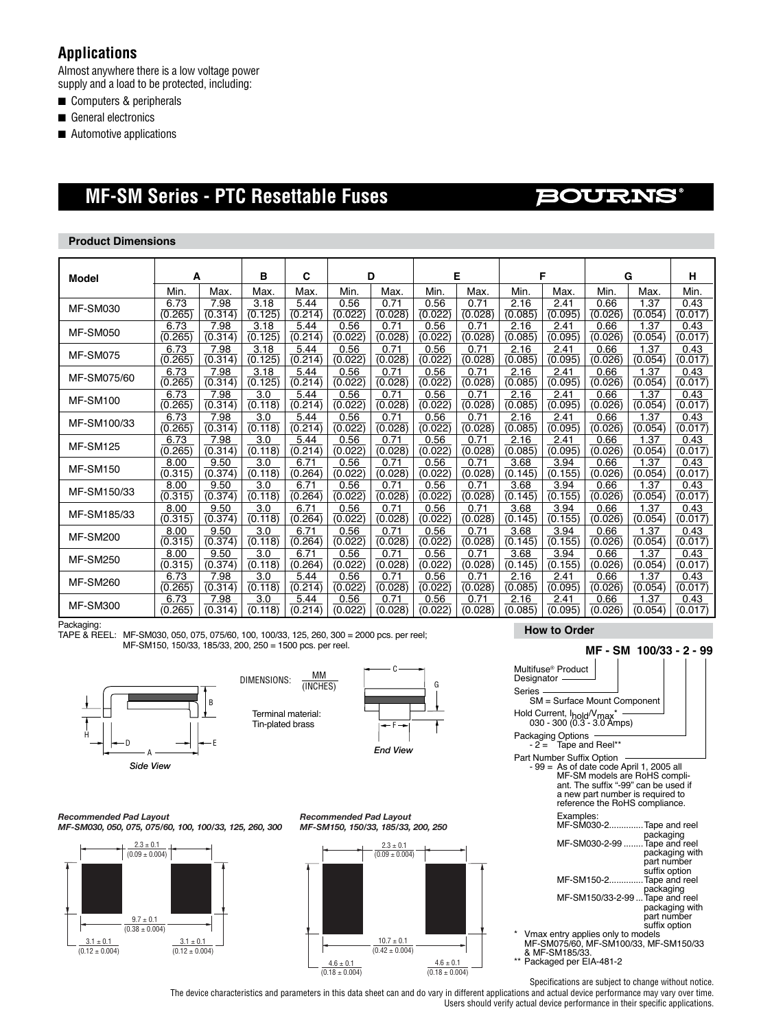## Applications

Almost anywhere there is a low voltage power supply and a load to be protected, including:

- Computers & peripherals
- General electronics
- Automotive applications

# MF-SM Series - PTC Resettable Fuses

BOURNS®

### Product Dimensions

| Model | A | | B | C | D | | E | | F | | G | | H |
|---|---|---|---|---|---|---|---|---|---|---|---|---|---|
| | Min. | Max. | Max. | Max. | Min. | Max. | Min. | Max. | Min. | Max. | Min. | Max. | Min. |
| MF-SM030 | 6.73 (0.265) | 7.98 (0.314) | 3.18 (0.125) | 5.44 (0.214) | 0.56 (0.022) | 0.71 (0.028) | 0.56 (0.022) | 0.71 (0.028) | 2.16 (0.085) | 2.41 (0.095) | 0.66 (0.026) | 1.37 (0.054) | 0.43 (0.017) |
| MF-SM050 | 6.73 (0.265) | 7.98 (0.314) | 3.18 (0.125) | 5.44 (0.214) | 0.56 (0.022) | 0.71 (0.028) | 0.56 (0.022) | 0.71 (0.028) | 2.16 (0.085) | 2.41 (0.095) | 0.66 (0.026) | 1.37 (0.054) | 0.43 (0.017) |
| MF-SM075 | 6.73 (0.265) | 7.98 (0.314) | 3.18 (0.125) | 5.44 (0.214) | 0.56 (0.022) | 0.71 (0.028) | 0.56 (0.022) | 0.71 (0.028) | 2.16 (0.085) | 2.41 (0.095) | 0.66 (0.026) | 1.37 (0.054) | 0.43 (0.017) |
| MF-SM075/60 | 6.73 (0.265) | 7.98 (0.314) | 3.18 (0.125) | 5.44 (0.214) | 0.56 (0.022) | 0.71 (0.028) | 0.56 (0.022) | 0.71 (0.028) | 2.16 (0.085) | 2.41 (0.095) | 0.66 (0.026) | 1.37 (0.054) | 0.43 (0.017) |
| MF-SM100 | 6.73 (0.265) | 7.98 (0.314) | 3.0 (0.118) | 5.44 (0.214) | 0.56 (0.022) | 0.71 (0.028) | 0.56 (0.022) | 0.71 (0.028) | 2.16 (0.085) | 2.41 (0.095) | 0.66 (0.026) | 1.37 (0.054) | 0.43 (0.017) |
| MF-SM100/33 | 6.73 (0.265) | 7.98 (0.314) | 3.0 (0.118) | 5.44 (0.214) | 0.56 (0.022) | 0.71 (0.028) | 0.56 (0.022) | 0.71 (0.028) | 2.16 (0.085) | 2.41 (0.095) | 0.66 (0.026) | 1.37 (0.054) | 0.43 (0.017) |
| MF-SM125 | 6.73 (0.265) | 7.98 (0.314) | 3.0 (0.118) | 5.44 (0.214) | 0.56 (0.022) | 0.71 (0.028) | 0.56 (0.022) | 0.71 (0.028) | 2.16 (0.085) | 2.41 (0.095) | 0.66 (0.026) | 1.37 (0.054) | 0.43 (0.017) |
| MF-SM150 | 8.00 (0.315) | 9.50 (0.374) | 3.0 (0.118) | 6.71 (0.264) | 0.56 (0.022) | 0.71 (0.028) | 0.56 (0.022) | 0.71 (0.028) | 3.68 (0.145) | 3.94 (0.155) | 0.66 (0.026) | 1.37 (0.054) | 0.43 (0.017) |
| MF-SM150/33 | 8.00 (0.315) | 9.50 (0.374) | 3.0 (0.118) | 6.71 (0.264) | 0.56 (0.022) | 0.71 (0.028) | 0.56 (0.022) | 0.71 (0.028) | 3.68 (0.145) | 3.94 (0.155) | 0.66 (0.026) | 1.37 (0.054) | 0.43 (0.017) |
| MF-SM185/33 | 8.00 (0.315) | 9.50 (0.374) | 3.0 (0.118) | 6.71 (0.264) | 0.56 (0.022) | 0.71 (0.028) | 0.56 (0.022) | 0.71 (0.028) | 3.68 (0.145) | 3.94 (0.155) | 0.66 (0.026) | 1.37 (0.054) | 0.43 (0.017) |
| MF-SM200 | 8.00 (0.315) | 9.50 (0.374) | 3.0 (0.118) | 6.71 (0.264) | 0.56 (0.022) | 0.71 (0.028) | 0.56 (0.022) | 0.71 (0.028) | 3.68 (0.145) | 3.94 (0.155) | 0.66 (0.026) | 1.37 (0.054) | 0.43 (0.017) |
| MF-SM250 | 8.00 (0.315) | 9.50 (0.374) | 3.0 (0.118) | 6.71 (0.264) | 0.56 (0.022) | 0.71 (0.028) | 0.56 (0.022) | 0.71 (0.028) | 3.68 (0.145) | 3.94 (0.155) | 0.66 (0.026) | 1.37 (0.054) | 0.43 (0.017) |
| MF-SM260 | 6.73 (0.265) | 7.98 (0.314) | 3.0 (0.118) | 5.44 (0.214) | 0.56 (0.022) | 0.71 (0.028) | 0.56 (0.022) | 0.71 (0.028) | 2.16 (0.085) | 2.41 (0.095) | 0.66 (0.026) | 1.37 (0.054) | 0.43 (0.017) |
| MF-SM300 | 6.73 (0.265) | 7.98 (0.314) | 3.0 (0.118) | 5.44 (0.214) | 0.56 (0.022) | 0.71 (0.028) | 0.56 (0.022) | 0.71 (0.028) | 2.16 (0.085) | 2.41 (0.095) | 0.66 (0.026) | 1.37 (0.054) | 0.43 (0.017) |

Packaging:
TAPE & REEL: MF-SM030, 050, 075, 075/60, 100, 100/33, 125, 260, 300 = 2000 pcs. per reel;
MF-SM150, 150/33, 185/33, 200, 250 = 1500 pcs. per reel.

DIMENSIONS: MM (INCHES)

Terminal material: Tin-plated brass

*Side View*

*End View*

***Recommended Pad Layout***
***MF-SM030, 050, 075, 075/60, 100, 100/33, 125, 260, 300***

2.3 ± 0.1 (0.09 ± 0.004)
9.7 ± 0.1 (0.38 ± 0.004)
3.1 ± 0.1 (0.12 ± 0.004)
3.1 ± 0.1 (0.12 ± 0.004)

***Recommended Pad Layout***
***MF-SM150, 150/33, 185/33, 200, 250***

2.3 ± 0.1 (0.09 ± 0.004)
10.7 ± 0.1 (0.42 ± 0.004)
4.6 ± 0.1 (0.18 ± 0.004)
4.6 ± 0.1 (0.18 ± 0.004)

### How to Order

**MF - SM 100/33 - 2 - 99**

Multifuse® Product Designator

Series
SM = Surface Mount Component

Hold Current, $I_{hold}/V_{max}$*
030 - 300 (0.3 - 3.0 Amps)

Packaging Options
- 2 = Tape and Reel**

Part Number Suffix Option
- 99 = As of date code April 1, 2005 all MF-SM models are RoHS compliant. The suffix "-99" can be used if a new part number is required to reference the RoHS compliance.

Examples:
MF-SM030-2.............Tape and reel packaging
MF-SM030-2-99 ........Tape and reel packaging with part number suffix option
MF-SM150-2.............Tape and reel packaging
MF-SM150/33-2-99 ...Tape and reel packaging with part number suffix option

\* Vmax entry applies only to models MF-SM075/60, MF-SM100/33, MF-SM150/33 & MF-SM185/33.
\** Packaged per EIA-481-2

Specifications are subject to change without notice.
The device characteristics and parameters in this data sheet can and do vary in different applications and actual device performance may vary over time.
Users should verify actual device performance in their specific applications.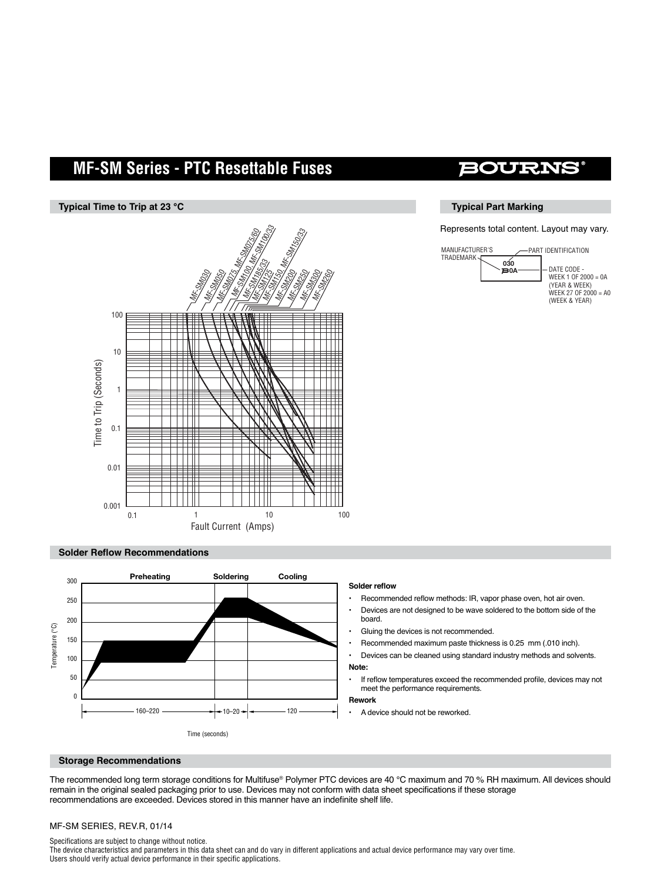# MF-SM Series - PTC Resettable Fuses

## Typical Time to Trip at 23 °C

MF-SM030, MF-SM050, MF-SM075, MF-SM075/60, MF-SM100, MF-SM100/33, MF-SM185/33, MF-SM125, MF-SM150, MF-SM150/33, MF-SM200, MF-SM250, MF-SM300, MF-SM260

Time to Trip (Seconds): 0.001, 0.01, 0.1, 1, 10, 100

Fault Current (Amps): 0.1, 1, 10, 100

## Typical Part Marking

Represents total content. Layout may vary.

- MANUFACTURER'S TRADEMARK
- PART IDENTIFICATION (030)
- DATE CODE - WEEK 1 OF 2000 = 0A (YEAR & WEEK); WEEK 27 OF 2000 = A0 (WEEK & YEAR)

## Solder Reflow Recommendations

Preheating / Soldering / Cooling

Temperature (°C): 0, 50, 100, 150, 200, 250, 300

Time (seconds): 160–220, 10–20, 120

**Solder reflow**

- Recommended reflow methods: IR, vapor phase oven, hot air oven.
- Devices are not designed to be wave soldered to the bottom side of the board.
- Gluing the devices is not recommended.
- Recommended maximum paste thickness is 0.25 mm (.010 inch).
- Devices can be cleaned using standard industry methods and solvents.

**Note:**

- If reflow temperatures exceed the recommended profile, devices may not meet the performance requirements.

**Rework**

- A device should not be reworked.

## Storage Recommendations

The recommended long term storage conditions for Multifuse® Polymer PTC devices are 40 °C maximum and 70 % RH maximum. All devices should remain in the original sealed packaging prior to use. Devices may not conform with data sheet specifications if these storage recommendations are exceeded. Devices stored in this manner have an indefinite shelf life.

MF-SM SERIES, REV.R, 01/14

Specifications are subject to change without notice.
The device characteristics and parameters in this data sheet can and do vary in different applications and actual device performance may vary over time.
Users should verify actual device performance in their specific applications.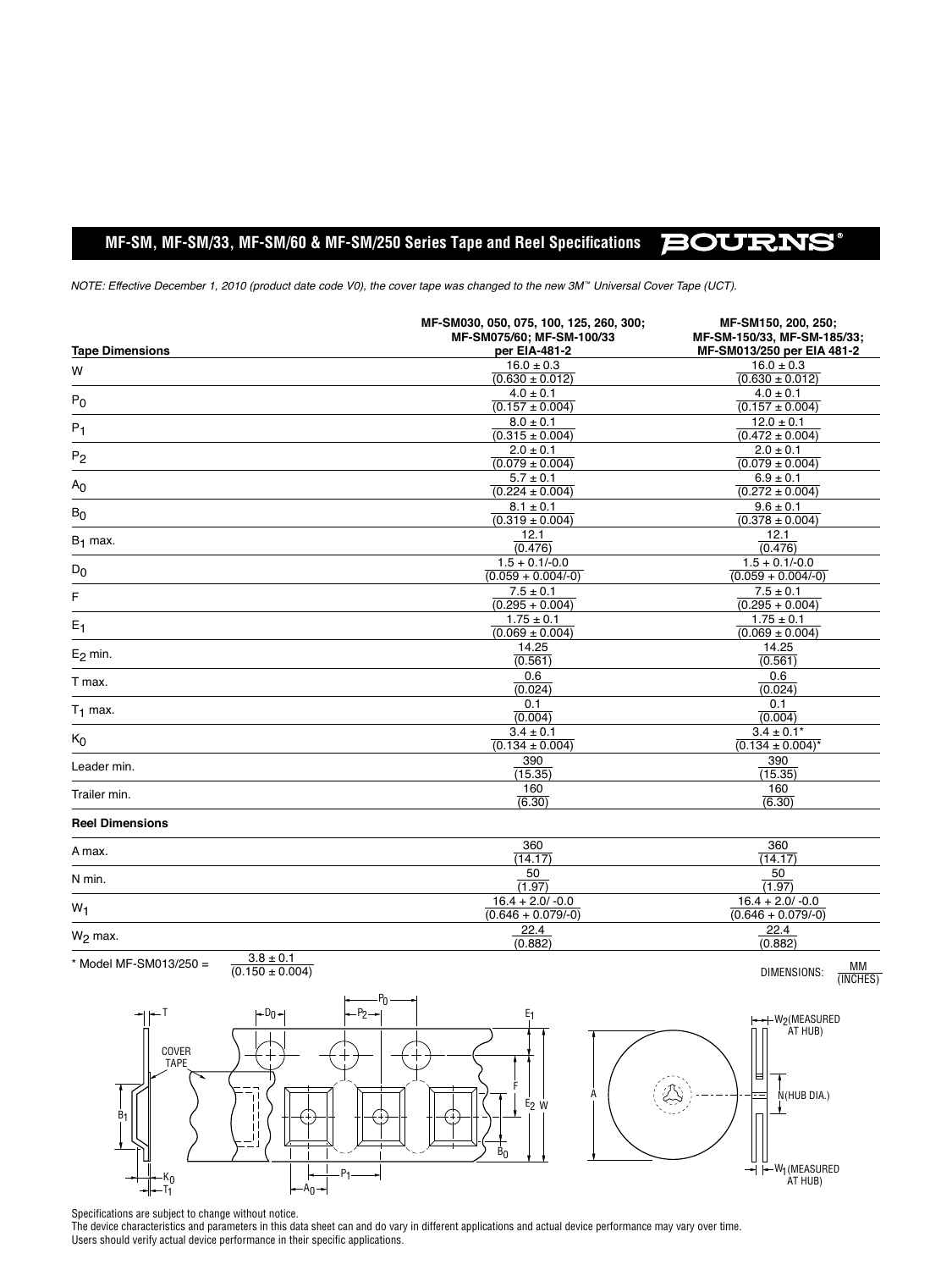## MF-SM, MF-SM/33, MF-SM/60 & MF-SM/250 Series Tape and Reel Specifications

*NOTE: Effective December 1, 2010 (product date code V0), the cover tape was changed to the new 3M™ Universal Cover Tape (UCT).*

| Tape Dimensions | MF-SM030, 050, 075, 100, 125, 260, 300; MF-SM075/60; MF-SM-100/33 per EIA-481-2 | MF-SM150, 200, 250; MF-SM-150/33, MF-SM-185/33; MF-SM013/250 per EIA 481-2 |
|---|---|---|
| W | 16.0 ± 0.3 (0.630 ± 0.012) | 16.0 ± 0.3 (0.630 ± 0.012) |
| $P_0$ | 4.0 ± 0.1 (0.157 ± 0.004) | 4.0 ± 0.1 (0.157 ± 0.004) |
| $P_1$ | 8.0 ± 0.1 (0.315 ± 0.004) | 12.0 ± 0.1 (0.472 ± 0.004) |
| $P_2$ | 2.0 ± 0.1 (0.079 ± 0.004) | 2.0 ± 0.1 (0.079 ± 0.004) |
| $A_0$ | 5.7 ± 0.1 (0.224 ± 0.004) | 6.9 ± 0.1 (0.272 ± 0.004) |
| $B_0$ | 8.1 ± 0.1 (0.319 ± 0.004) | 9.6 ± 0.1 (0.378 ± 0.004) |
| $B_1$ max. | 12.1 (0.476) | 12.1 (0.476) |
| $D_0$ | 1.5 + 0.1/-0.0 (0.059 + 0.004/-0) | 1.5 + 0.1/-0.0 (0.059 + 0.004/-0) |
| F | 7.5 ± 0.1 (0.295 + 0.004) | 7.5 ± 0.1 (0.295 + 0.004) |
| $E_1$ | 1.75 ± 0.1 (0.069 ± 0.004) | 1.75 ± 0.1 (0.069 ± 0.004) |
| $E_2$ min. | 14.25 (0.561) | 14.25 (0.561) |
| T max. | 0.6 (0.024) | 0.6 (0.024) |
| $T_1$ max. | 0.1 (0.004) | 0.1 (0.004) |
| $K_0$ | 3.4 ± 0.1 (0.134 ± 0.004) | 3.4 ± 0.1* (0.134 ± 0.004)* |
| Leader min. | 390 (15.35) | 390 (15.35) |
| Trailer min. | 160 (6.30) | 160 (6.30) |
| **Reel Dimensions** | | |
| A max. | 360 (14.17) | 360 (14.17) |
| N min. | 50 (1.97) | 50 (1.97) |
| $W_1$ | 16.4 + 2.0/ -0.0 (0.646 + 0.079/-0) | 16.4 + 2.0/ -0.0 (0.646 + 0.079/-0) |
| $W_2$ max. | 22.4 (0.882) | 22.4 (0.882) |

\* Model MF-SM013/250 = 3.8 ± 0.1 (0.150 ± 0.004)

DIMENSIONS: MM (INCHES)

Specifications are subject to change without notice.
The device characteristics and parameters in this data sheet can and do vary in different applications and actual device performance may vary over time.
Users should verify actual device performance in their specific applications.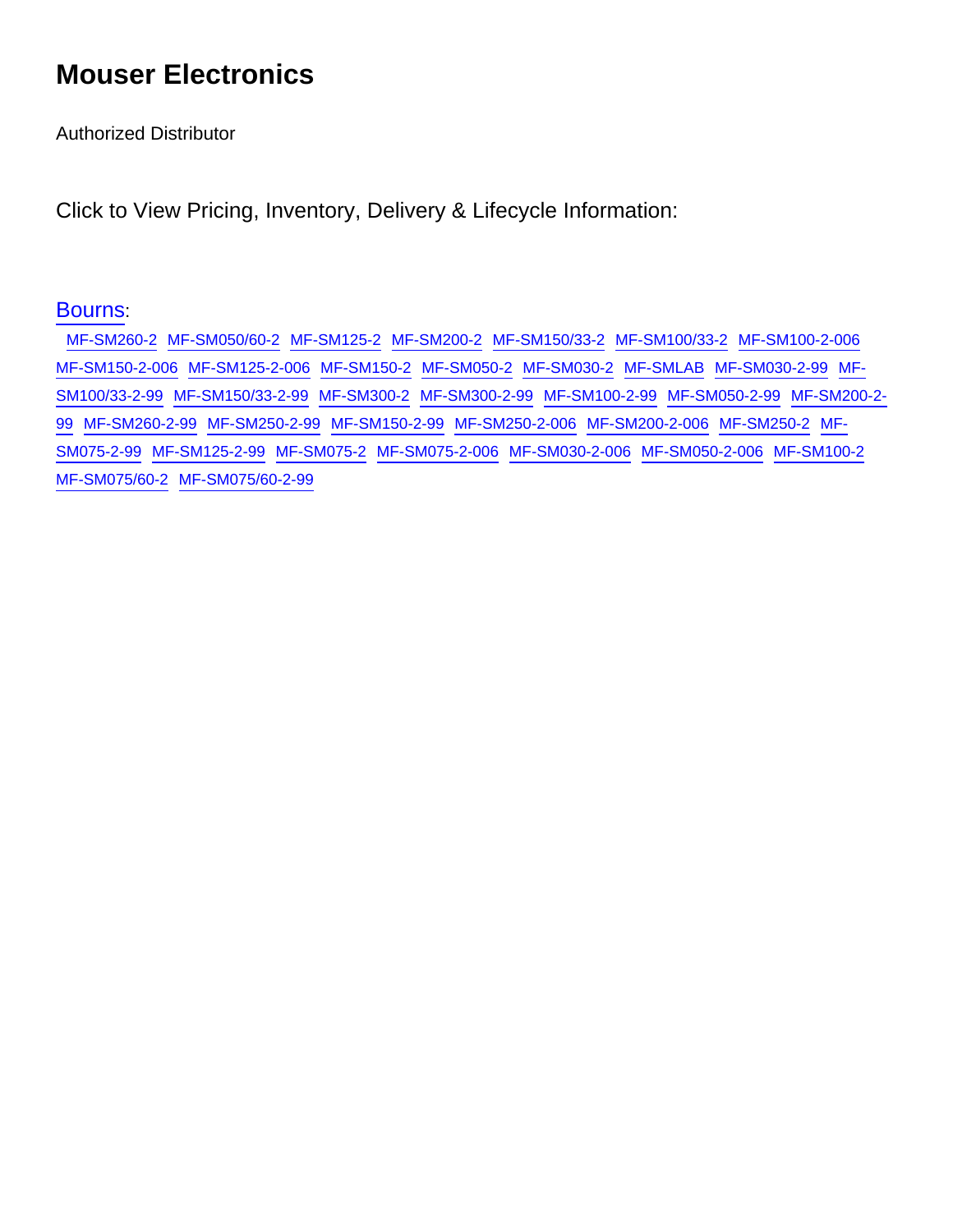# Mouser Electronics

Authorized Distributor

Click to View Pricing, Inventory, Delivery & Lifecycle Information:

Bourns:

MF-SM260-2 MF-SM050/60-2 MF-SM125-2 MF-SM200-2 MF-SM150/33-2 MF-SM100/33-2 MF-SM100-2-006 MF-SM150-2-006 MF-SM125-2-006 MF-SM150-2 MF-SM050-2 MF-SM030-2 MF-SMLAB MF-SM030-2-99 MF-SM100/33-2-99 MF-SM150/33-2-99 MF-SM300-2 MF-SM300-2-99 MF-SM100-2-99 MF-SM050-2-99 MF-SM200-2-99 MF-SM260-2-99 MF-SM250-2-99 MF-SM150-2-99 MF-SM250-2-006 MF-SM200-2-006 MF-SM250-2 MF-SM075-2-99 MF-SM125-2-99 MF-SM075-2 MF-SM075-2-006 MF-SM030-2-006 MF-SM050-2-006 MF-SM100-2 MF-SM075/60-2 MF-SM075/60-2-99